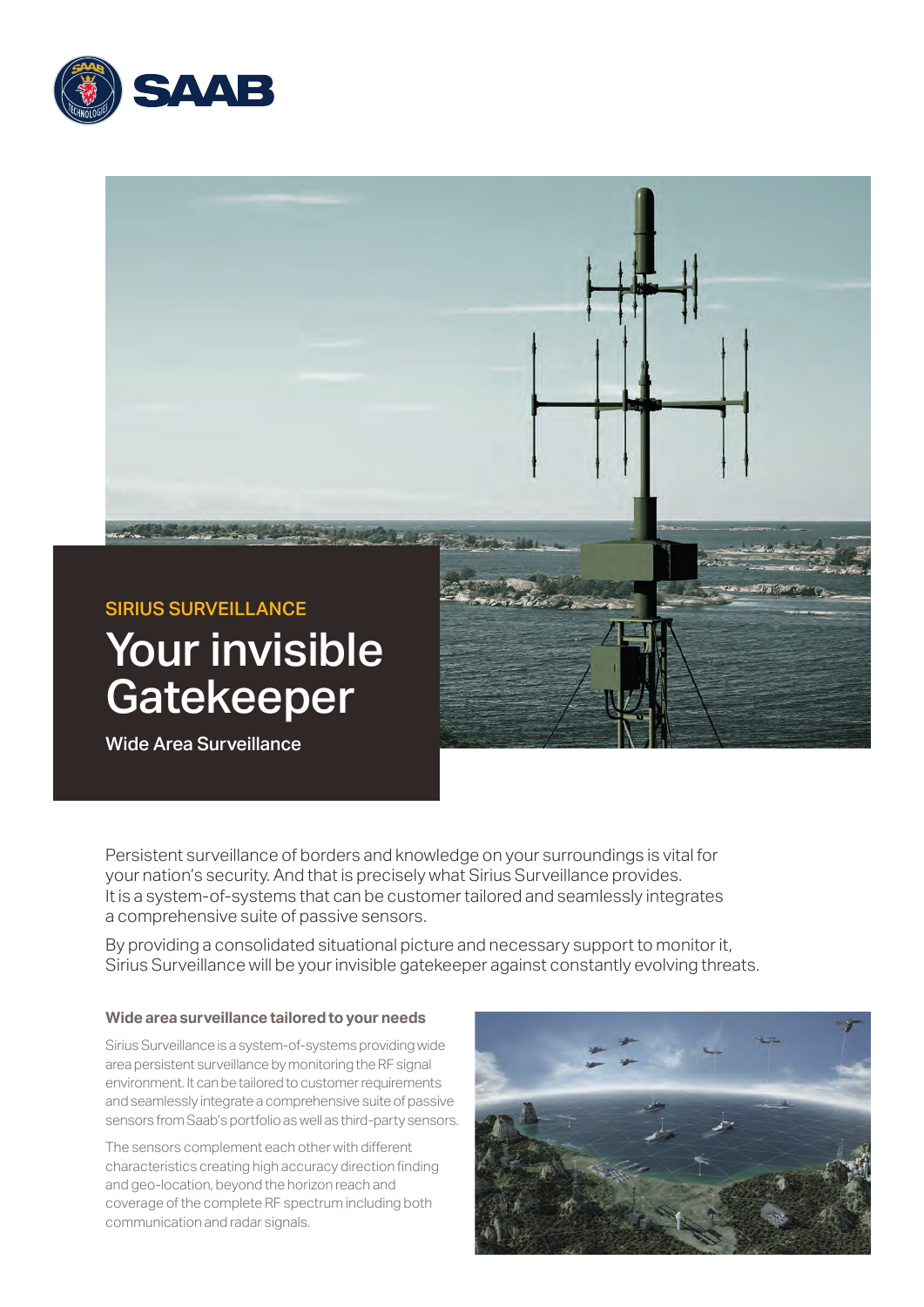SIRIUS SURVEILLANCE

# Your invisible Gatekeeper

Wide Area Surveillance

Persistent surveillance of borders and knowledge on your surroundings is vital for your nation's security. And that is precisely what Sirius Surveillance provides. It is a system-of-systems that can be customer tailored and seamlessly integrates a comprehensive suite of passive sensors.

By providing a consolidated situational picture and necessary support to monitor it, Sirius Surveillance will be your invisible gatekeeper against constantly evolving threats.

### Wide area surveillance tailored to your needs

Sirius Surveillance is a system-of-systems providing wide area persistent surveillance by monitoring the RF signal environment. It can be tailored to customer requirements and seamlessly integrate a comprehensive suite of passive sensors from Saab's portfolio as well as third-party sensors.

The sensors complement each other with different characteristics creating high accuracy direction finding and geo-location, beyond the horizon reach and coverage of the complete RF spectrum including both communication and radar signals.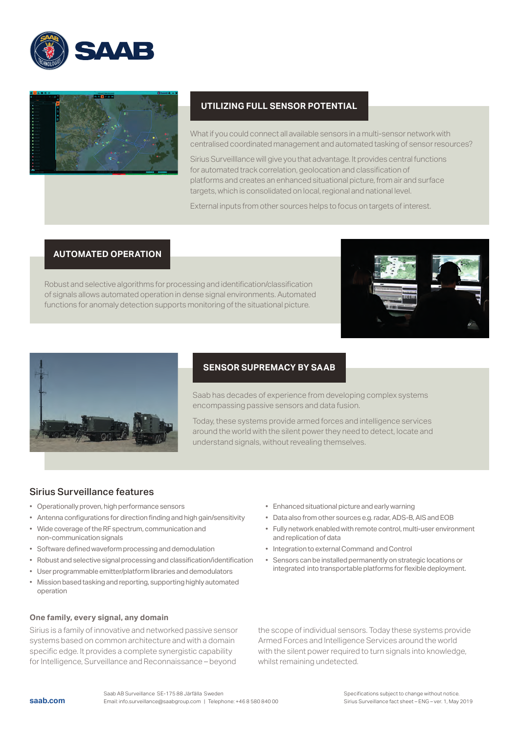## UTILIZING FULL SENSOR POTENTIAL

What if you could connect all available sensors in a multi-sensor network with centralised coordinated management and automated tasking of sensor resources?

Sirius Surveilllance will give you that advantage. It provides central functions for automated track correlation, geolocation and classification of platforms and creates an enhanced situational picture, from air and surface targets, which is consolidated on local, regional and national level.

External inputs from other sources helps to focus on targets of interest.

## AUTOMATED OPERATION

Robust and selective algorithms for processing and identification/classification of signals allows automated operation in dense signal environments. Automated functions for anomaly detection supports monitoring of the situational picture.

## SENSOR SUPREMACY BY SAAB

Saab has decades of experience from developing complex systems encompassing passive sensors and data fusion.

Today, these systems provide armed forces and intelligence services around the world with the silent power they need to detect, locate and understand signals, without revealing themselves.

## Sirius Surveillance features

- Operationally proven, high performance sensors
- Antenna configurations for direction finding and high gain/sensitivity
- Wide coverage of the RF spectrum, communication and non-communication signals
- Software defined waveform processing and demodulation
- Robust and selective signal processing and classification/identification
- User programmable emitter/platform libraries and demodulators
- Mission based tasking and reporting, supporting highly automated operation
- Enhanced situational picture and early warning
- Data also from other sources e.g. radar, ADS-B, AIS and EOB
- Fully network enabled with remote control, multi-user environment and replication of data
- Integration to external Command and Control
- Sensors can be installed permanently on strategic locations or integrated into transportable platforms for flexible deployment.

### One family, every signal, any domain

Sirius is a family of innovative and networked passive sensor systems based on common architecture and with a domain specific edge. It provides a complete synergistic capability for Intelligence, Surveillance and Reconnaissance – beyond the scope of individual sensors. Today these systems provide Armed Forces and Intelligence Services around the world with the silent power required to turn signals into knowledge, whilst remaining undetected.

saab.com

Saab AB Surveillance SE-175 88 Järfälla Sweden
Email: info.surveillance@saabgroup.com | Telephone: +46 8 580 840 00

Specifications subject to change without notice.
Sirius Surveillance fact sheet – ENG – ver. 1, May 2019